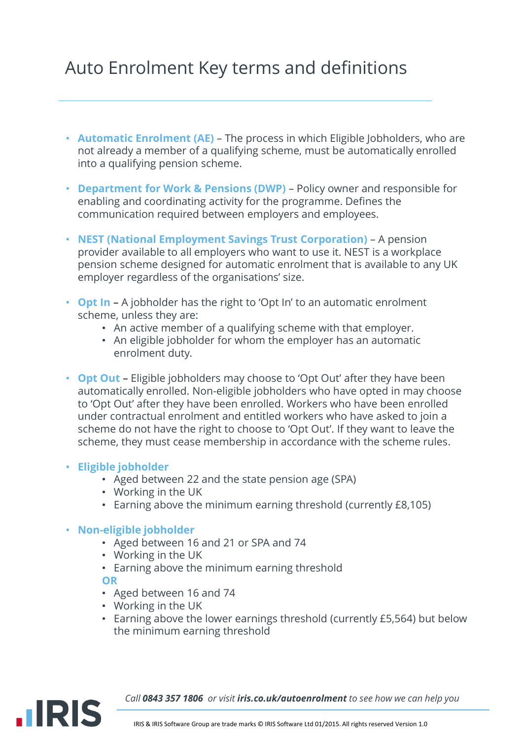# Auto Enrolment Key terms and definitions

- **Automatic Enrolment (AE)** – The process in which Eligible Jobholders, who are not already a member of a qualifying scheme, must be automatically enrolled into a qualifying pension scheme.

- **Department for Work & Pensions (DWP)** – Policy owner and responsible for enabling and coordinating activity for the programme. Defines the communication required between employers and employees.

- **NEST (National Employment Savings Trust Corporation)** – A pension provider available to all employers who want to use it. NEST is a workplace pension scheme designed for automatic enrolment that is available to any UK employer regardless of the organisations' size.

- **Opt In** – A jobholder has the right to 'Opt In' to an automatic enrolment scheme, unless they are:
  - An active member of a qualifying scheme with that employer.
  - An eligible jobholder for whom the employer has an automatic enrolment duty.

- **Opt Out** – Eligible jobholders may choose to 'Opt Out' after they have been automatically enrolled. Non-eligible jobholders who have opted in may choose to 'Opt Out' after they have been enrolled. Workers who have been enrolled under contractual enrolment and entitled workers who have asked to join a scheme do not have the right to choose to 'Opt Out'. If they want to leave the scheme, they must cease membership in accordance with the scheme rules.

- **Eligible jobholder**
  - Aged between 22 and the state pension age (SPA)
  - Working in the UK
  - Earning above the minimum earning threshold (currently £8,105)

- **Non-eligible jobholder**
  - Aged between 16 and 21 or SPA and 74
  - Working in the UK
  - Earning above the minimum earning threshold

  **OR**
  - Aged between 16 and 74
  - Working in the UK
  - Earning above the lower earnings threshold (currently £5,564) but below the minimum earning threshold

*Call **0843 357 1806** or visit **iris.co.uk/autoenrolment** to see how we can help you*

IRIS & IRIS Software Group are trade marks © IRIS Software Ltd 01/2015. All rights reserved Version 1.0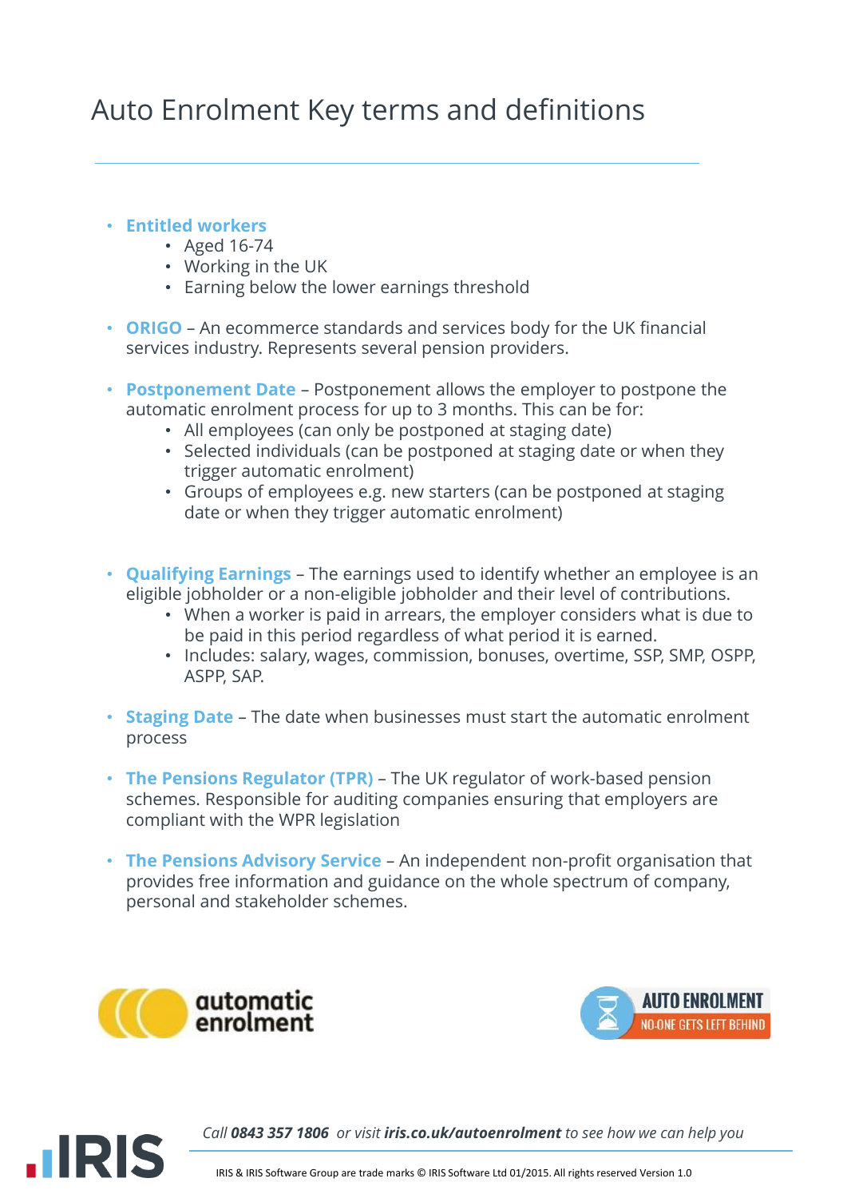# Auto Enrolment Key terms and definitions

- **Entitled workers**
  - Aged 16-74
  - Working in the UK
  - Earning below the lower earnings threshold

- **ORIGO** – An ecommerce standards and services body for the UK financial services industry. Represents several pension providers.

- **Postponement Date** – Postponement allows the employer to postpone the automatic enrolment process for up to 3 months. This can be for:
  - All employees (can only be postponed at staging date)
  - Selected individuals (can be postponed at staging date or when they trigger automatic enrolment)
  - Groups of employees e.g. new starters (can be postponed at staging date or when they trigger automatic enrolment)

- **Qualifying Earnings** – The earnings used to identify whether an employee is an eligible jobholder or a non-eligible jobholder and their level of contributions.
  - When a worker is paid in arrears, the employer considers what is due to be paid in this period regardless of what period it is earned.
  - Includes: salary, wages, commission, bonuses, overtime, SSP, SMP, OSPP, ASPP, SAP.

- **Staging Date** – The date when businesses must start the automatic enrolment process

- **The Pensions Regulator (TPR)** – The UK regulator of work-based pension schemes. Responsible for auditing companies ensuring that employers are compliant with the WPR legislation

- **The Pensions Advisory Service** – An independent non-profit organisation that provides free information and guidance on the whole spectrum of company, personal and stakeholder schemes.

automatic enrolment

AUTO ENROLMENT
NO-ONE GETS LEFT BEHIND

IRIS

*Call **0843 357 1806** or visit **iris.co.uk/autoenrolment** to see how we can help you*

IRIS & IRIS Software Group are trade marks © IRIS Software Ltd 01/2015. All rights reserved Version 1.0